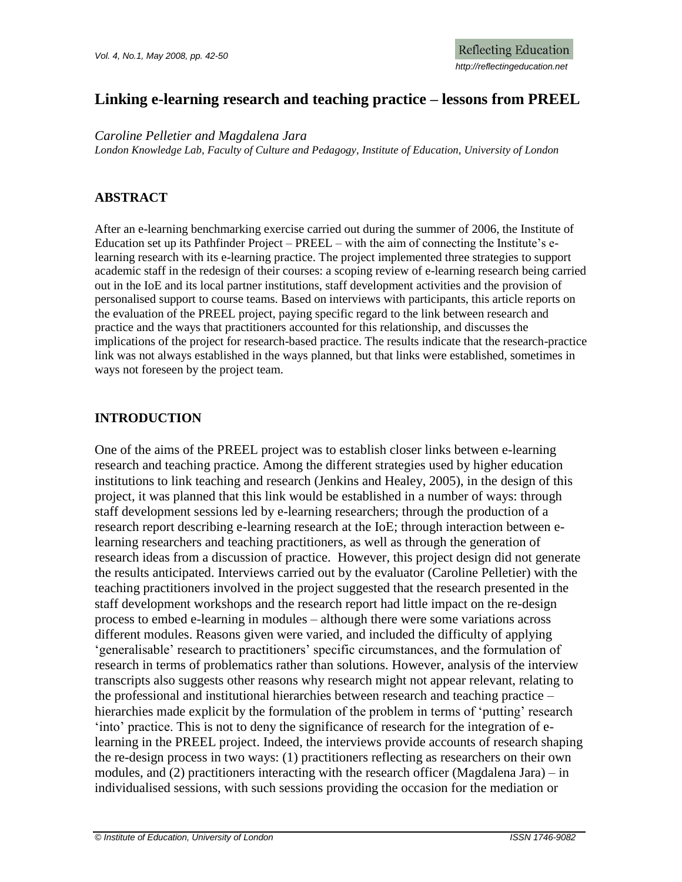# Linking e-learning research and teaching practice – lessons from PREEL

*Caroline Pelletier and Magdalena Jara*

*London Knowledge Lab, Faculty of Culture and Pedagogy, Institute of Education, University of London*

## ABSTRACT

After an e-learning benchmarking exercise carried out during the summer of 2006, the Institute of Education set up its Pathfinder Project – PREEL – with the aim of connecting the Institute's e-learning research with its e-learning practice. The project implemented three strategies to support academic staff in the redesign of their courses: a scoping review of e-learning research being carried out in the IoE and its local partner institutions, staff development activities and the provision of personalised support to course teams. Based on interviews with participants, this article reports on the evaluation of the PREEL project, paying specific regard to the link between research and practice and the ways that practitioners accounted for this relationship, and discusses the implications of the project for research-based practice. The results indicate that the research-practice link was not always established in the ways planned, but that links were established, sometimes in ways not foreseen by the project team.

## INTRODUCTION

One of the aims of the PREEL project was to establish closer links between e-learning research and teaching practice. Among the different strategies used by higher education institutions to link teaching and research (Jenkins and Healey, 2005), in the design of this project, it was planned that this link would be established in a number of ways: through staff development sessions led by e-learning researchers; through the production of a research report describing e-learning research at the IoE; through interaction between e-learning researchers and teaching practitioners, as well as through the generation of research ideas from a discussion of practice. However, this project design did not generate the results anticipated. Interviews carried out by the evaluator (Caroline Pelletier) with the teaching practitioners involved in the project suggested that the research presented in the staff development workshops and the research report had little impact on the re-design process to embed e-learning in modules – although there were some variations across different modules. Reasons given were varied, and included the difficulty of applying 'generalisable' research to practitioners' specific circumstances, and the formulation of research in terms of problematics rather than solutions. However, analysis of the interview transcripts also suggests other reasons why research might not appear relevant, relating to the professional and institutional hierarchies between research and teaching practice – hierarchies made explicit by the formulation of the problem in terms of 'putting' research 'into' practice. This is not to deny the significance of research for the integration of e-learning in the PREEL project. Indeed, the interviews provide accounts of research shaping the re-design process in two ways: (1) practitioners reflecting as researchers on their own modules, and (2) practitioners interacting with the research officer (Magdalena Jara) – in individualised sessions, with such sessions providing the occasion for the mediation or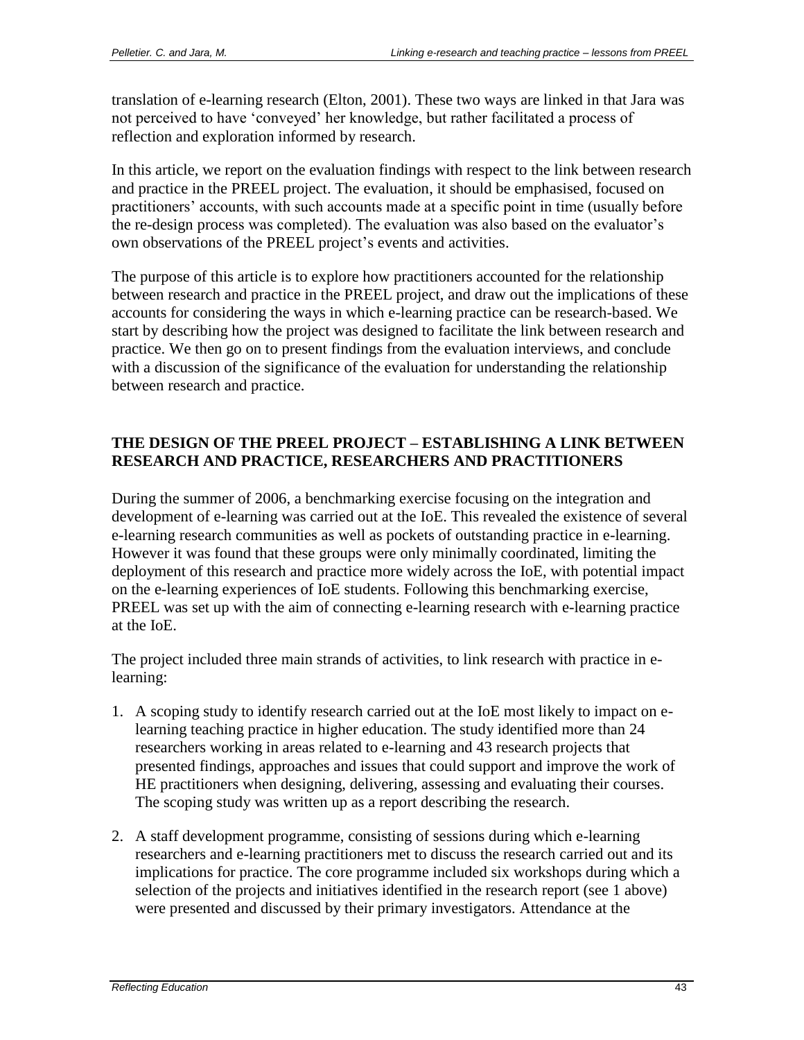translation of e-learning research (Elton, 2001). These two ways are linked in that Jara was not perceived to have 'conveyed' her knowledge, but rather facilitated a process of reflection and exploration informed by research.

In this article, we report on the evaluation findings with respect to the link between research and practice in the PREEL project. The evaluation, it should be emphasised, focused on practitioners' accounts, with such accounts made at a specific point in time (usually before the re-design process was completed). The evaluation was also based on the evaluator's own observations of the PREEL project's events and activities.

The purpose of this article is to explore how practitioners accounted for the relationship between research and practice in the PREEL project, and draw out the implications of these accounts for considering the ways in which e-learning practice can be research-based. We start by describing how the project was designed to facilitate the link between research and practice. We then go on to present findings from the evaluation interviews, and conclude with a discussion of the significance of the evaluation for understanding the relationship between research and practice.

## THE DESIGN OF THE PREEL PROJECT – ESTABLISHING A LINK BETWEEN RESEARCH AND PRACTICE, RESEARCHERS AND PRACTITIONERS

During the summer of 2006, a benchmarking exercise focusing on the integration and development of e-learning was carried out at the IoE. This revealed the existence of several e-learning research communities as well as pockets of outstanding practice in e-learning. However it was found that these groups were only minimally coordinated, limiting the deployment of this research and practice more widely across the IoE, with potential impact on the e-learning experiences of IoE students. Following this benchmarking exercise, PREEL was set up with the aim of connecting e-learning research with e-learning practice at the IoE.

The project included three main strands of activities, to link research with practice in e-learning:

1. A scoping study to identify research carried out at the IoE most likely to impact on e-learning teaching practice in higher education. The study identified more than 24 researchers working in areas related to e-learning and 43 research projects that presented findings, approaches and issues that could support and improve the work of HE practitioners when designing, delivering, assessing and evaluating their courses. The scoping study was written up as a report describing the research.
2. A staff development programme, consisting of sessions during which e-learning researchers and e-learning practitioners met to discuss the research carried out and its implications for practice. The core programme included six workshops during which a selection of the projects and initiatives identified in the research report (see 1 above) were presented and discussed by their primary investigators. Attendance at the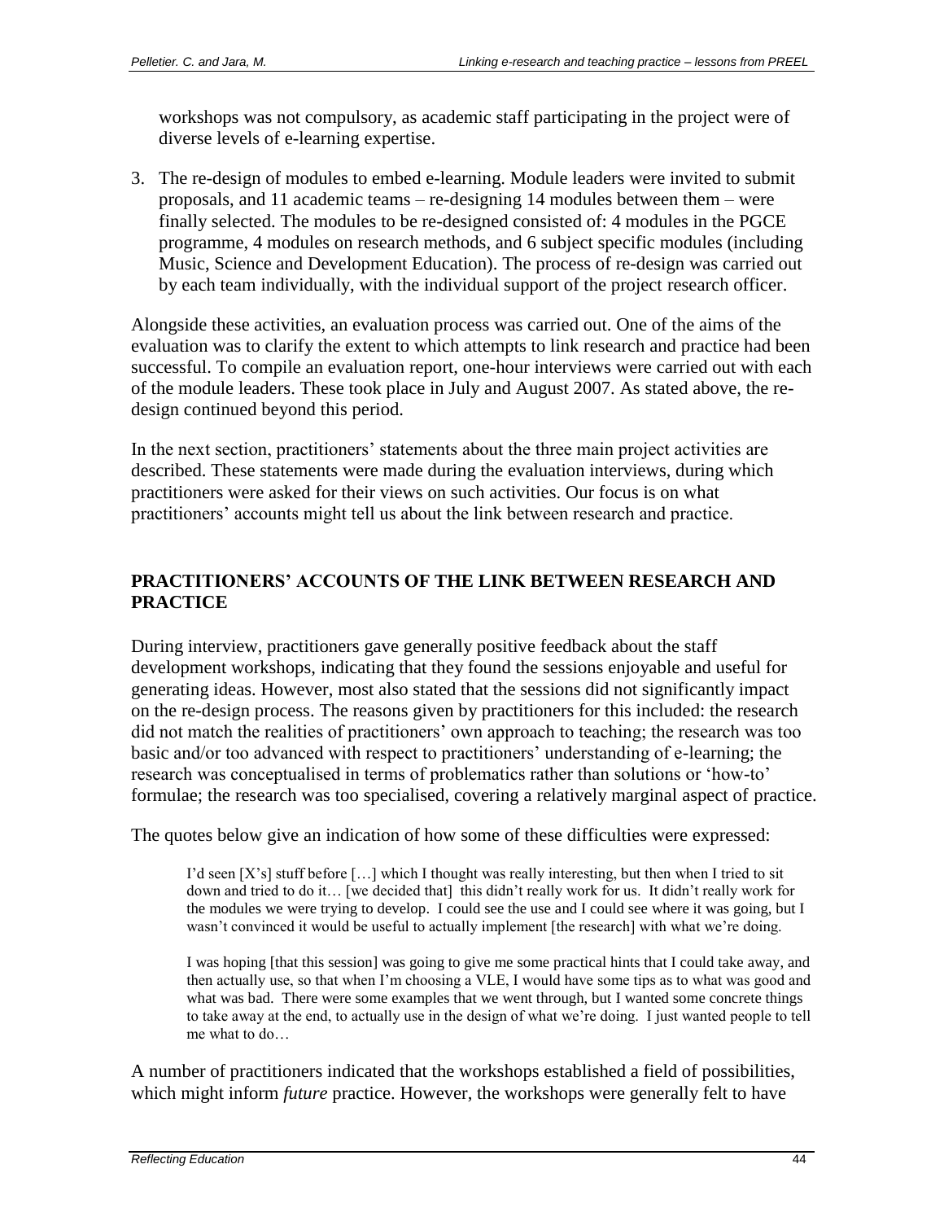workshops was not compulsory, as academic staff participating in the project were of diverse levels of e-learning expertise.

3. The re-design of modules to embed e-learning. Module leaders were invited to submit proposals, and 11 academic teams – re-designing 14 modules between them – were finally selected. The modules to be re-designed consisted of: 4 modules in the PGCE programme, 4 modules on research methods, and 6 subject specific modules (including Music, Science and Development Education). The process of re-design was carried out by each team individually, with the individual support of the project research officer.

Alongside these activities, an evaluation process was carried out. One of the aims of the evaluation was to clarify the extent to which attempts to link research and practice had been successful. To compile an evaluation report, one-hour interviews were carried out with each of the module leaders. These took place in July and August 2007. As stated above, the re-design continued beyond this period.

In the next section, practitioners' statements about the three main project activities are described. These statements were made during the evaluation interviews, during which practitioners were asked for their views on such activities. Our focus is on what practitioners' accounts might tell us about the link between research and practice.

## PRACTITIONERS' ACCOUNTS OF THE LINK BETWEEN RESEARCH AND PRACTICE

During interview, practitioners gave generally positive feedback about the staff development workshops, indicating that they found the sessions enjoyable and useful for generating ideas. However, most also stated that the sessions did not significantly impact on the re-design process. The reasons given by practitioners for this included: the research did not match the realities of practitioners' own approach to teaching; the research was too basic and/or too advanced with respect to practitioners' understanding of e-learning; the research was conceptualised in terms of problematics rather than solutions or 'how-to' formulae; the research was too specialised, covering a relatively marginal aspect of practice.

The quotes below give an indication of how some of these difficulties were expressed:

> I'd seen [X's] stuff before […] which I thought was really interesting, but then when I tried to sit down and tried to do it… [we decided that] this didn't really work for us. It didn't really work for the modules we were trying to develop. I could see the use and I could see where it was going, but I wasn't convinced it would be useful to actually implement [the research] with what we're doing.

> I was hoping [that this session] was going to give me some practical hints that I could take away, and then actually use, so that when I'm choosing a VLE, I would have some tips as to what was good and what was bad. There were some examples that we went through, but I wanted some concrete things to take away at the end, to actually use in the design of what we're doing. I just wanted people to tell me what to do…

A number of practitioners indicated that the workshops established a field of possibilities, which might inform *future* practice. However, the workshops were generally felt to have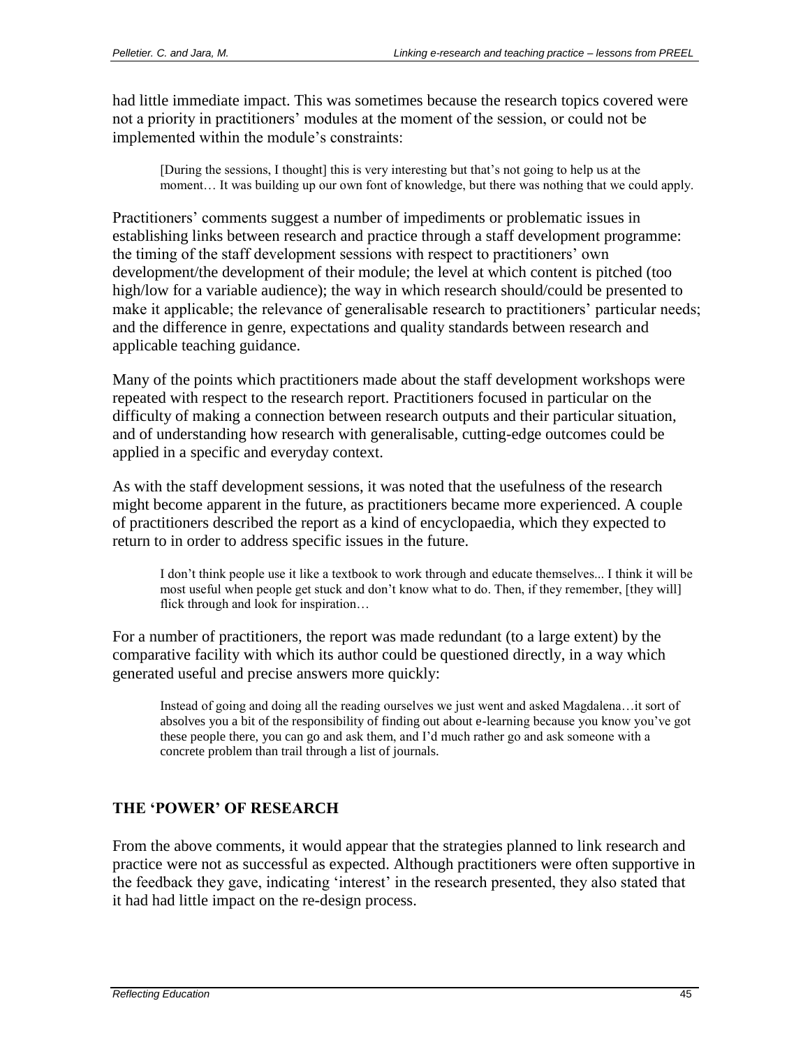had little immediate impact. This was sometimes because the research topics covered were not a priority in practitioners' modules at the moment of the session, or could not be implemented within the module's constraints:

> [During the sessions, I thought] this is very interesting but that's not going to help us at the moment… It was building up our own font of knowledge, but there was nothing that we could apply.

Practitioners' comments suggest a number of impediments or problematic issues in establishing links between research and practice through a staff development programme: the timing of the staff development sessions with respect to practitioners' own development/the development of their module; the level at which content is pitched (too high/low for a variable audience); the way in which research should/could be presented to make it applicable; the relevance of generalisable research to practitioners' particular needs; and the difference in genre, expectations and quality standards between research and applicable teaching guidance.

Many of the points which practitioners made about the staff development workshops were repeated with respect to the research report. Practitioners focused in particular on the difficulty of making a connection between research outputs and their particular situation, and of understanding how research with generalisable, cutting-edge outcomes could be applied in a specific and everyday context.

As with the staff development sessions, it was noted that the usefulness of the research might become apparent in the future, as practitioners became more experienced. A couple of practitioners described the report as a kind of encyclopaedia, which they expected to return to in order to address specific issues in the future.

> I don't think people use it like a textbook to work through and educate themselves... I think it will be most useful when people get stuck and don't know what to do. Then, if they remember, [they will] flick through and look for inspiration…

For a number of practitioners, the report was made redundant (to a large extent) by the comparative facility with which its author could be questioned directly, in a way which generated useful and precise answers more quickly:

> Instead of going and doing all the reading ourselves we just went and asked Magdalena…it sort of absolves you a bit of the responsibility of finding out about e-learning because you know you've got these people there, you can go and ask them, and I'd much rather go and ask someone with a concrete problem than trail through a list of journals.

## THE 'POWER' OF RESEARCH

From the above comments, it would appear that the strategies planned to link research and practice were not as successful as expected. Although practitioners were often supportive in the feedback they gave, indicating 'interest' in the research presented, they also stated that it had had little impact on the re-design process.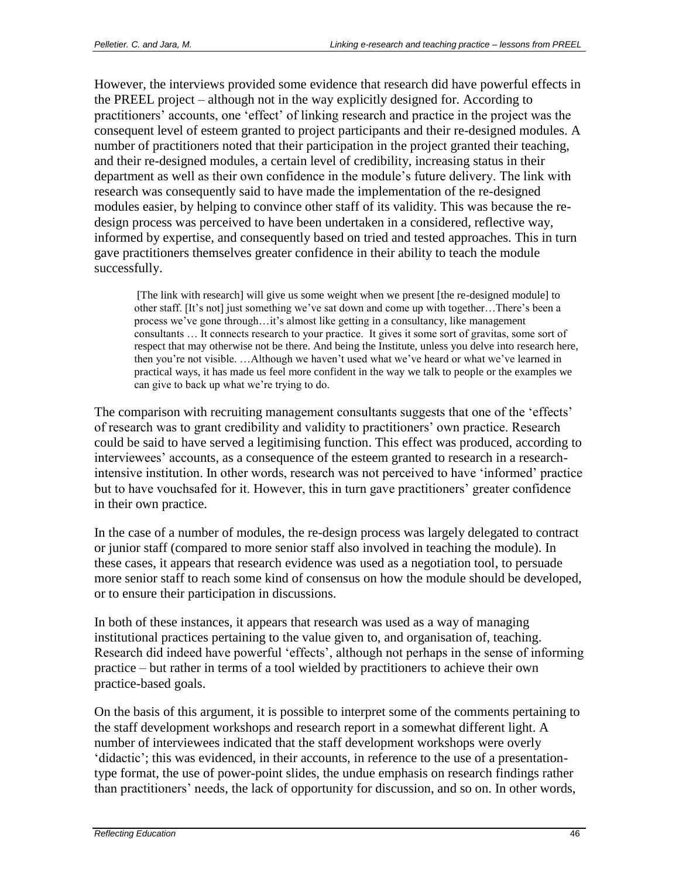However, the interviews provided some evidence that research did have powerful effects in the PREEL project – although not in the way explicitly designed for. According to practitioners' accounts, one 'effect' of linking research and practice in the project was the consequent level of esteem granted to project participants and their re-designed modules. A number of practitioners noted that their participation in the project granted their teaching, and their re-designed modules, a certain level of credibility, increasing status in their department as well as their own confidence in the module's future delivery. The link with research was consequently said to have made the implementation of the re-designed modules easier, by helping to convince other staff of its validity. This was because the re-design process was perceived to have been undertaken in a considered, reflective way, informed by expertise, and consequently based on tried and tested approaches. This in turn gave practitioners themselves greater confidence in their ability to teach the module successfully.

> [The link with research] will give us some weight when we present [the re-designed module] to other staff. [It's not] just something we've sat down and come up with together…There's been a process we've gone through…it's almost like getting in a consultancy, like management consultants … It connects research to your practice. It gives it some sort of gravitas, some sort of respect that may otherwise not be there. And being the Institute, unless you delve into research here, then you're not visible. …Although we haven't used what we've heard or what we've learned in practical ways, it has made us feel more confident in the way we talk to people or the examples we can give to back up what we're trying to do.

The comparison with recruiting management consultants suggests that one of the 'effects' of research was to grant credibility and validity to practitioners' own practice. Research could be said to have served a legitimising function. This effect was produced, according to interviewees' accounts, as a consequence of the esteem granted to research in a research-intensive institution. In other words, research was not perceived to have 'informed' practice but to have vouchsafed for it. However, this in turn gave practitioners' greater confidence in their own practice.

In the case of a number of modules, the re-design process was largely delegated to contract or junior staff (compared to more senior staff also involved in teaching the module). In these cases, it appears that research evidence was used as a negotiation tool, to persuade more senior staff to reach some kind of consensus on how the module should be developed, or to ensure their participation in discussions.

In both of these instances, it appears that research was used as a way of managing institutional practices pertaining to the value given to, and organisation of, teaching. Research did indeed have powerful 'effects', although not perhaps in the sense of informing practice – but rather in terms of a tool wielded by practitioners to achieve their own practice-based goals.

On the basis of this argument, it is possible to interpret some of the comments pertaining to the staff development workshops and research report in a somewhat different light. A number of interviewees indicated that the staff development workshops were overly 'didactic'; this was evidenced, in their accounts, in reference to the use of a presentation-type format, the use of power-point slides, the undue emphasis on research findings rather than practitioners' needs, the lack of opportunity for discussion, and so on. In other words,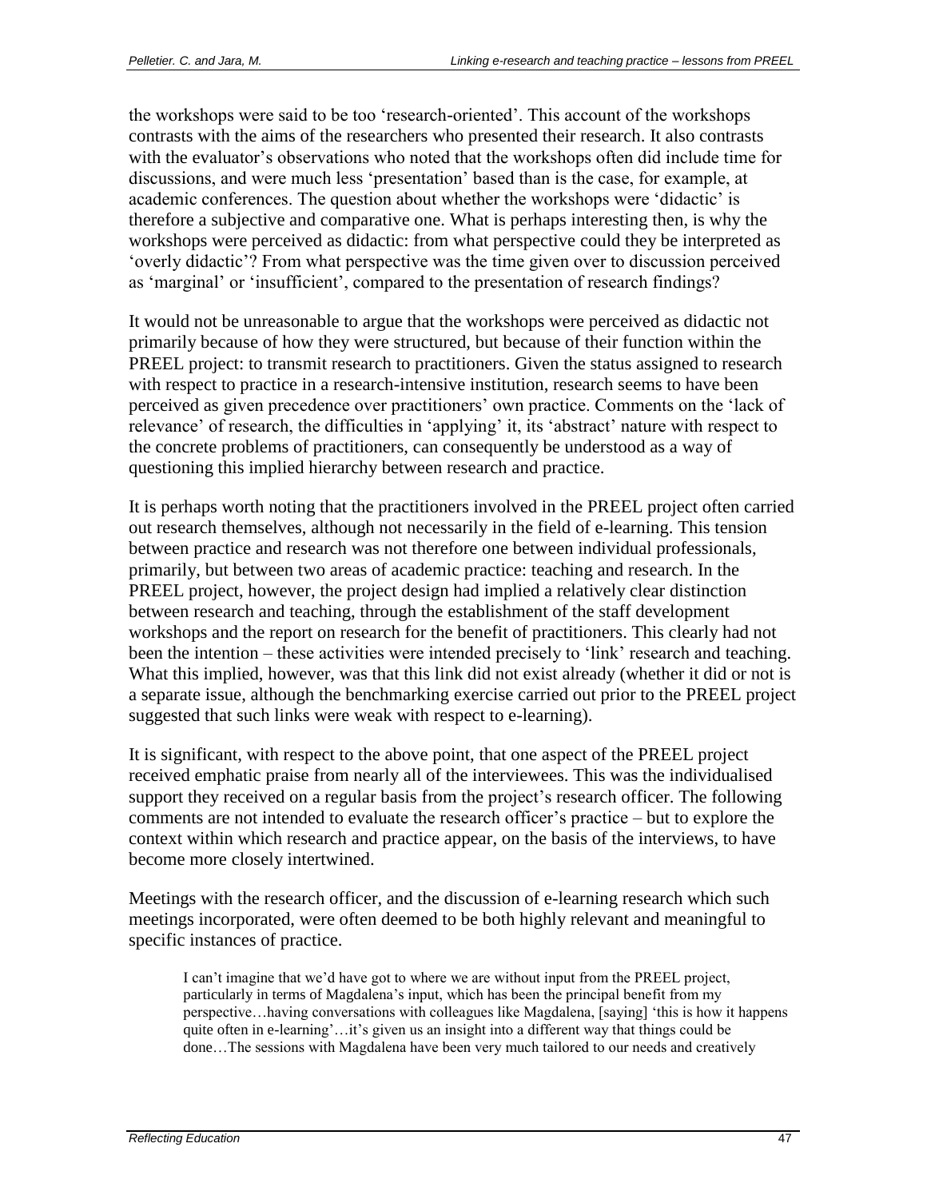the workshops were said to be too 'research-oriented'. This account of the workshops contrasts with the aims of the researchers who presented their research. It also contrasts with the evaluator's observations who noted that the workshops often did include time for discussions, and were much less 'presentation' based than is the case, for example, at academic conferences. The question about whether the workshops were 'didactic' is therefore a subjective and comparative one. What is perhaps interesting then, is why the workshops were perceived as didactic: from what perspective could they be interpreted as 'overly didactic'? From what perspective was the time given over to discussion perceived as 'marginal' or 'insufficient', compared to the presentation of research findings?

It would not be unreasonable to argue that the workshops were perceived as didactic not primarily because of how they were structured, but because of their function within the PREEL project: to transmit research to practitioners. Given the status assigned to research with respect to practice in a research-intensive institution, research seems to have been perceived as given precedence over practitioners' own practice. Comments on the 'lack of relevance' of research, the difficulties in 'applying' it, its 'abstract' nature with respect to the concrete problems of practitioners, can consequently be understood as a way of questioning this implied hierarchy between research and practice.

It is perhaps worth noting that the practitioners involved in the PREEL project often carried out research themselves, although not necessarily in the field of e-learning. This tension between practice and research was not therefore one between individual professionals, primarily, but between two areas of academic practice: teaching and research. In the PREEL project, however, the project design had implied a relatively clear distinction between research and teaching, through the establishment of the staff development workshops and the report on research for the benefit of practitioners. This clearly had not been the intention – these activities were intended precisely to 'link' research and teaching. What this implied, however, was that this link did not exist already (whether it did or not is a separate issue, although the benchmarking exercise carried out prior to the PREEL project suggested that such links were weak with respect to e-learning).

It is significant, with respect to the above point, that one aspect of the PREEL project received emphatic praise from nearly all of the interviewees. This was the individualised support they received on a regular basis from the project's research officer. The following comments are not intended to evaluate the research officer's practice – but to explore the context within which research and practice appear, on the basis of the interviews, to have become more closely intertwined.

Meetings with the research officer, and the discussion of e-learning research which such meetings incorporated, were often deemed to be both highly relevant and meaningful to specific instances of practice.

> I can't imagine that we'd have got to where we are without input from the PREEL project, particularly in terms of Magdalena's input, which has been the principal benefit from my perspective…having conversations with colleagues like Magdalena, [saying] 'this is how it happens quite often in e-learning'…it's given us an insight into a different way that things could be done…The sessions with Magdalena have been very much tailored to our needs and creatively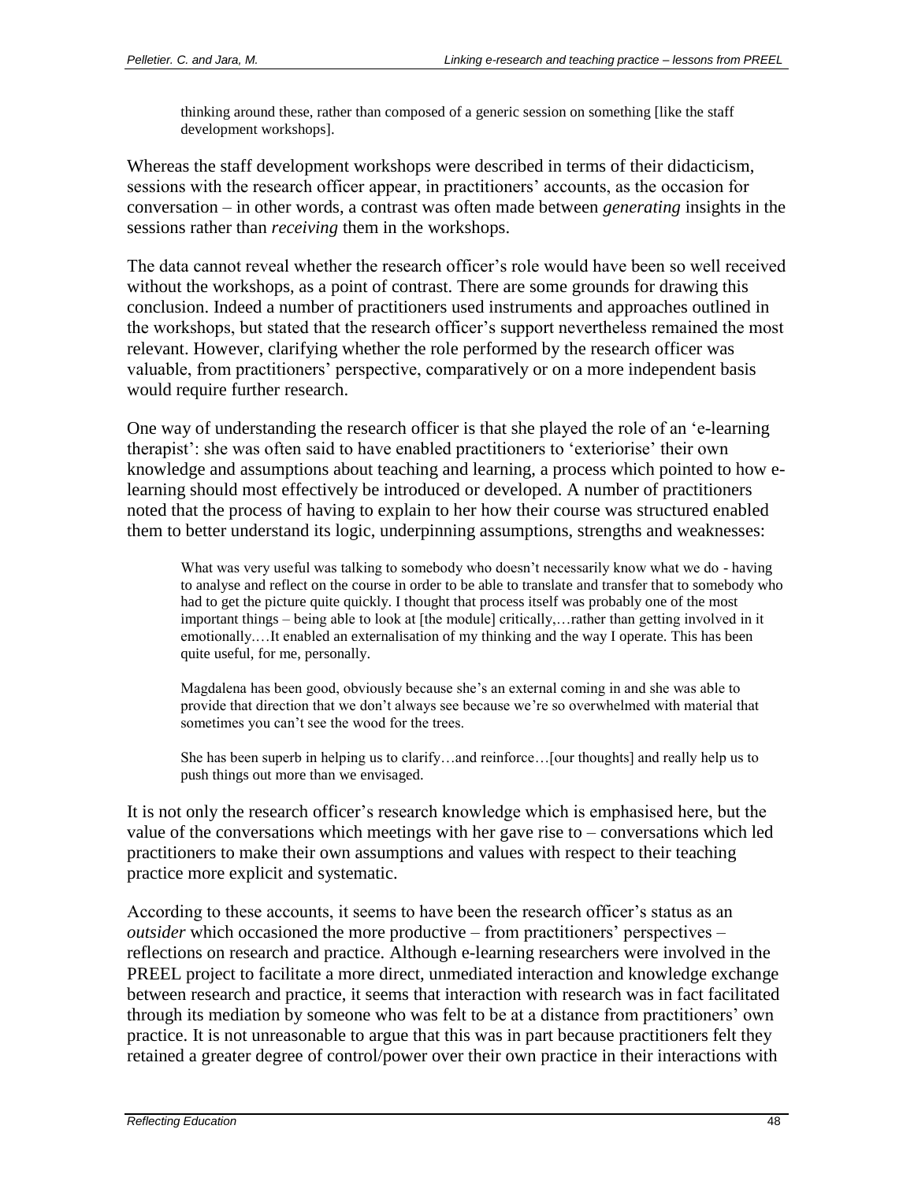> thinking around these, rather than composed of a generic session on something [like the staff development workshops].

Whereas the staff development workshops were described in terms of their didacticism, sessions with the research officer appear, in practitioners' accounts, as the occasion for conversation – in other words, a contrast was often made between *generating* insights in the sessions rather than *receiving* them in the workshops.

The data cannot reveal whether the research officer's role would have been so well received without the workshops, as a point of contrast. There are some grounds for drawing this conclusion. Indeed a number of practitioners used instruments and approaches outlined in the workshops, but stated that the research officer's support nevertheless remained the most relevant. However, clarifying whether the role performed by the research officer was valuable, from practitioners' perspective, comparatively or on a more independent basis would require further research.

One way of understanding the research officer is that she played the role of an 'e-learning therapist': she was often said to have enabled practitioners to 'exteriorise' their own knowledge and assumptions about teaching and learning, a process which pointed to how e-learning should most effectively be introduced or developed. A number of practitioners noted that the process of having to explain to her how their course was structured enabled them to better understand its logic, underpinning assumptions, strengths and weaknesses:

> What was very useful was talking to somebody who doesn't necessarily know what we do - having to analyse and reflect on the course in order to be able to translate and transfer that to somebody who had to get the picture quite quickly. I thought that process itself was probably one of the most important things – being able to look at [the module] critically,…rather than getting involved in it emotionally.…It enabled an externalisation of my thinking and the way I operate. This has been quite useful, for me, personally.
>
> Magdalena has been good, obviously because she's an external coming in and she was able to provide that direction that we don't always see because we're so overwhelmed with material that sometimes you can't see the wood for the trees.
>
> She has been superb in helping us to clarify…and reinforce…[our thoughts] and really help us to push things out more than we envisaged.

It is not only the research officer's research knowledge which is emphasised here, but the value of the conversations which meetings with her gave rise to – conversations which led practitioners to make their own assumptions and values with respect to their teaching practice more explicit and systematic.

According to these accounts, it seems to have been the research officer's status as an *outsider* which occasioned the more productive – from practitioners' perspectives – reflections on research and practice. Although e-learning researchers were involved in the PREEL project to facilitate a more direct, unmediated interaction and knowledge exchange between research and practice, it seems that interaction with research was in fact facilitated through its mediation by someone who was felt to be at a distance from practitioners' own practice. It is not unreasonable to argue that this was in part because practitioners felt they retained a greater degree of control/power over their own practice in their interactions with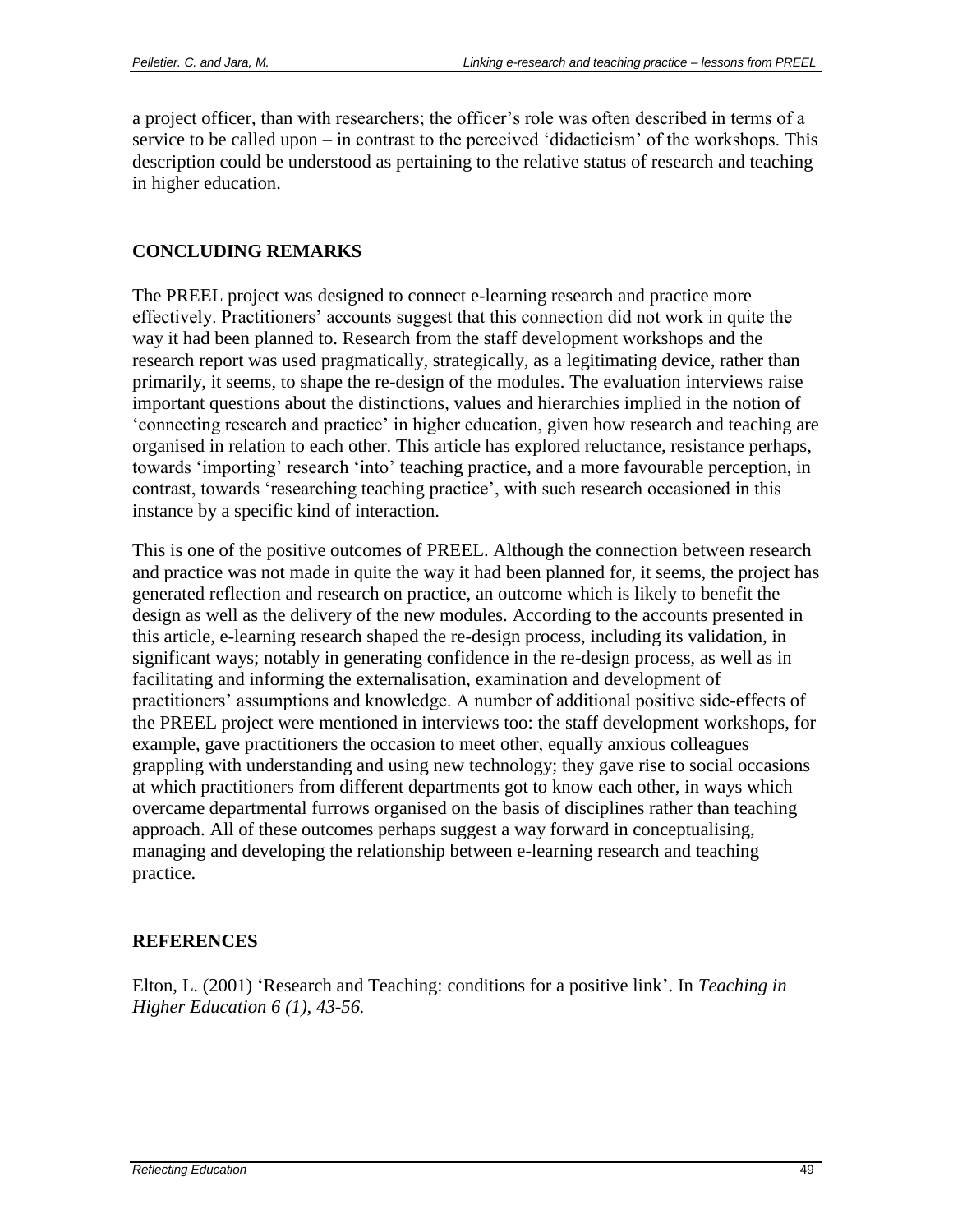a project officer, than with researchers; the officer's role was often described in terms of a service to be called upon – in contrast to the perceived 'didacticism' of the workshops. This description could be understood as pertaining to the relative status of research and teaching in higher education.

## CONCLUDING REMARKS

The PREEL project was designed to connect e-learning research and practice more effectively. Practitioners' accounts suggest that this connection did not work in quite the way it had been planned to. Research from the staff development workshops and the research report was used pragmatically, strategically, as a legitimating device, rather than primarily, it seems, to shape the re-design of the modules. The evaluation interviews raise important questions about the distinctions, values and hierarchies implied in the notion of 'connecting research and practice' in higher education, given how research and teaching are organised in relation to each other. This article has explored reluctance, resistance perhaps, towards 'importing' research 'into' teaching practice, and a more favourable perception, in contrast, towards 'researching teaching practice', with such research occasioned in this instance by a specific kind of interaction.

This is one of the positive outcomes of PREEL. Although the connection between research and practice was not made in quite the way it had been planned for, it seems, the project has generated reflection and research on practice, an outcome which is likely to benefit the design as well as the delivery of the new modules. According to the accounts presented in this article, e-learning research shaped the re-design process, including its validation, in significant ways; notably in generating confidence in the re-design process, as well as in facilitating and informing the externalisation, examination and development of practitioners' assumptions and knowledge. A number of additional positive side-effects of the PREEL project were mentioned in interviews too: the staff development workshops, for example, gave practitioners the occasion to meet other, equally anxious colleagues grappling with understanding and using new technology; they gave rise to social occasions at which practitioners from different departments got to know each other, in ways which overcame departmental furrows organised on the basis of disciplines rather than teaching approach. All of these outcomes perhaps suggest a way forward in conceptualising, managing and developing the relationship between e-learning research and teaching practice.

## REFERENCES

Elton, L. (2001) 'Research and Teaching: conditions for a positive link'. In *Teaching in Higher Education 6 (1), 43-56.*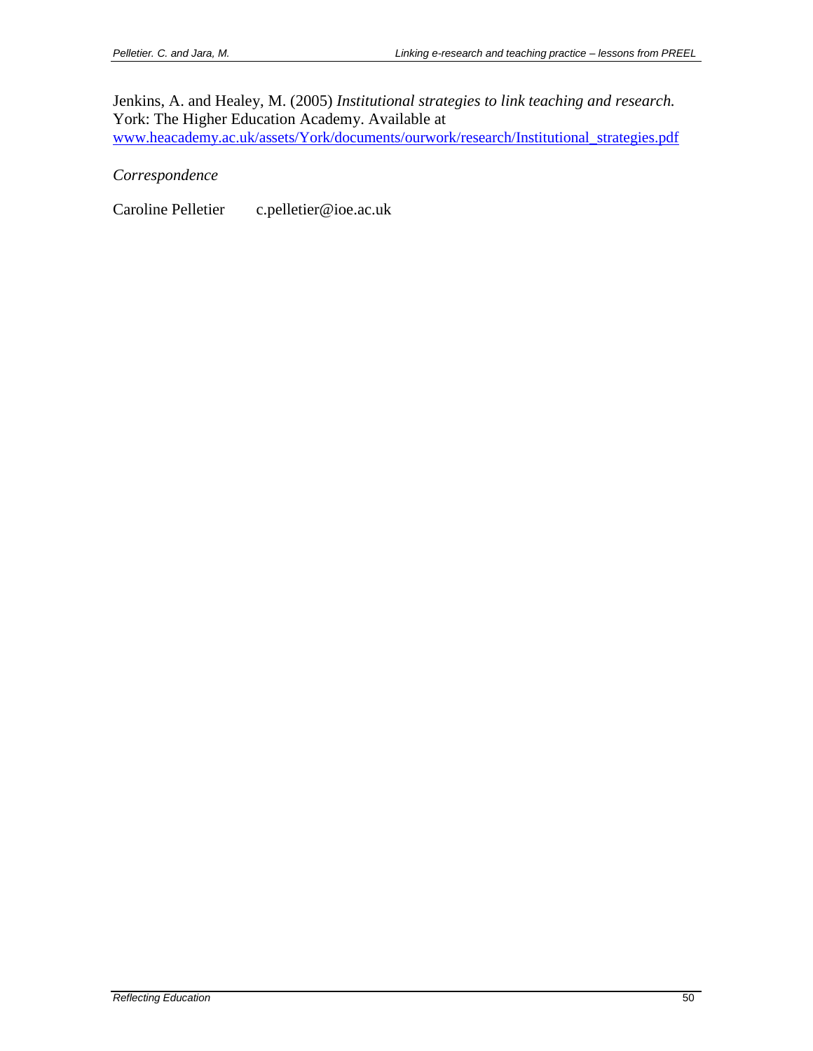Jenkins, A. and Healey, M. (2005) *Institutional strategies to link teaching and research.* York: The Higher Education Academy. Available at [www.heacademy.ac.uk/assets/York/documents/ourwork/research/Institutional_strategies.pdf](www.heacademy.ac.uk/assets/York/documents/ourwork/research/Institutional_strategies.pdf)

*Correspondence*

Caroline Pelletier c.pelletier@ioe.ac.uk